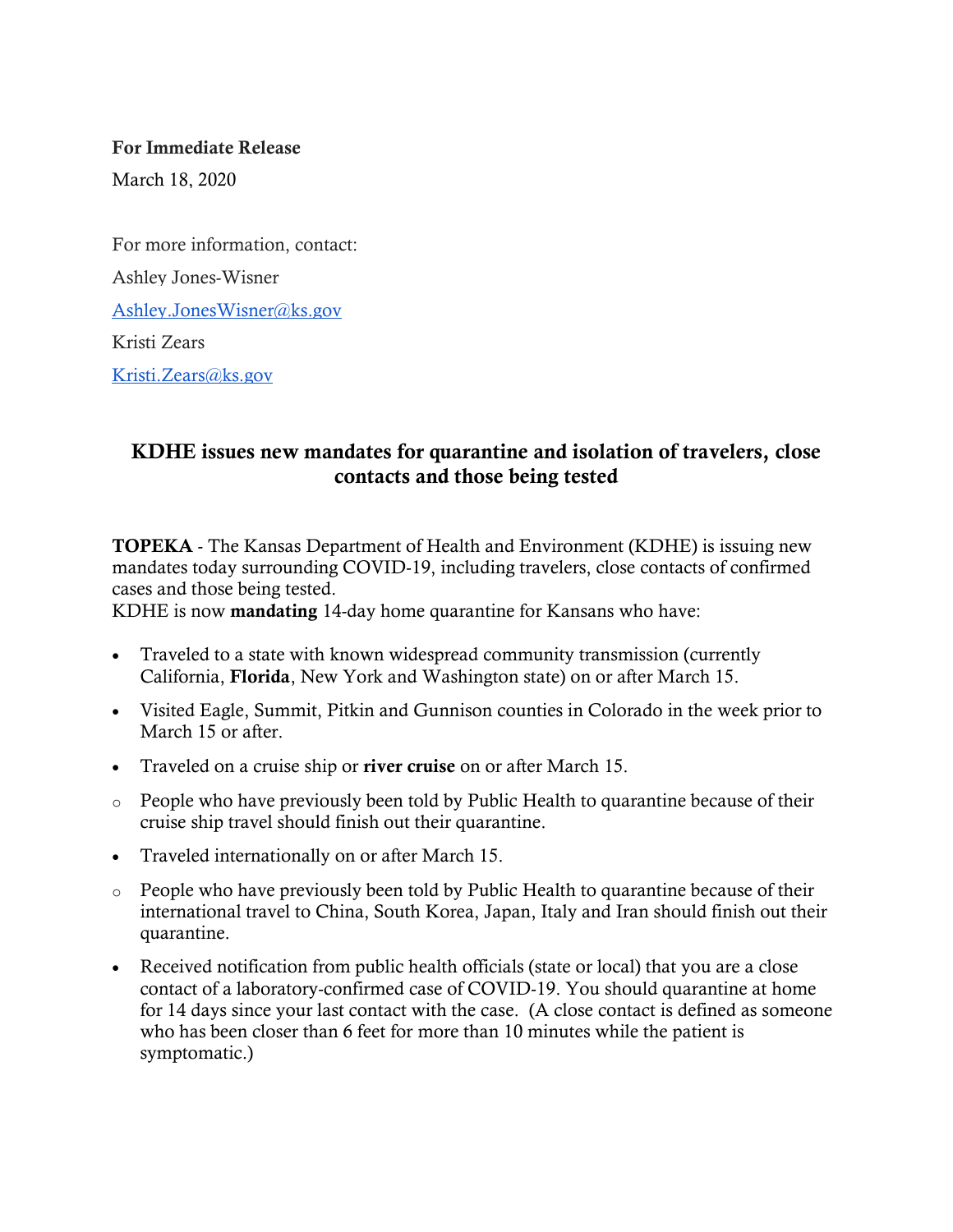**For Immediate Release**

March 18, 2020

For more information, contact:

Ashley Jones-Wisner

[Ashley.JonesWisner@ks.gov](mailto:Ashley.JonesWisner@ks.gov)

Kristi Zears

[Kristi.Zears@ks.gov](mailto:Kristi.Zears@ks.gov)

## KDHE issues new mandates for quarantine and isolation of travelers, close contacts and those being tested

**TOPEKA** - The Kansas Department of Health and Environment (KDHE) is issuing new mandates today surrounding COVID-19, including travelers, close contacts of confirmed cases and those being tested.

KDHE is now **mandating** 14-day home quarantine for Kansans who have:

- Traveled to a state with known widespread community transmission (currently California, **Florida**, New York and Washington state) on or after March 15.
- Visited Eagle, Summit, Pitkin and Gunnison counties in Colorado in the week prior to March 15 or after.
- Traveled on a cruise ship or **river cruise** on or after March 15.
  - People who have previously been told by Public Health to quarantine because of their cruise ship travel should finish out their quarantine.
- Traveled internationally on or after March 15.
  - People who have previously been told by Public Health to quarantine because of their international travel to China, South Korea, Japan, Italy and Iran should finish out their quarantine.
- Received notification from public health officials (state or local) that you are a close contact of a laboratory-confirmed case of COVID-19. You should quarantine at home for 14 days since your last contact with the case. (A close contact is defined as someone who has been closer than 6 feet for more than 10 minutes while the patient is symptomatic.)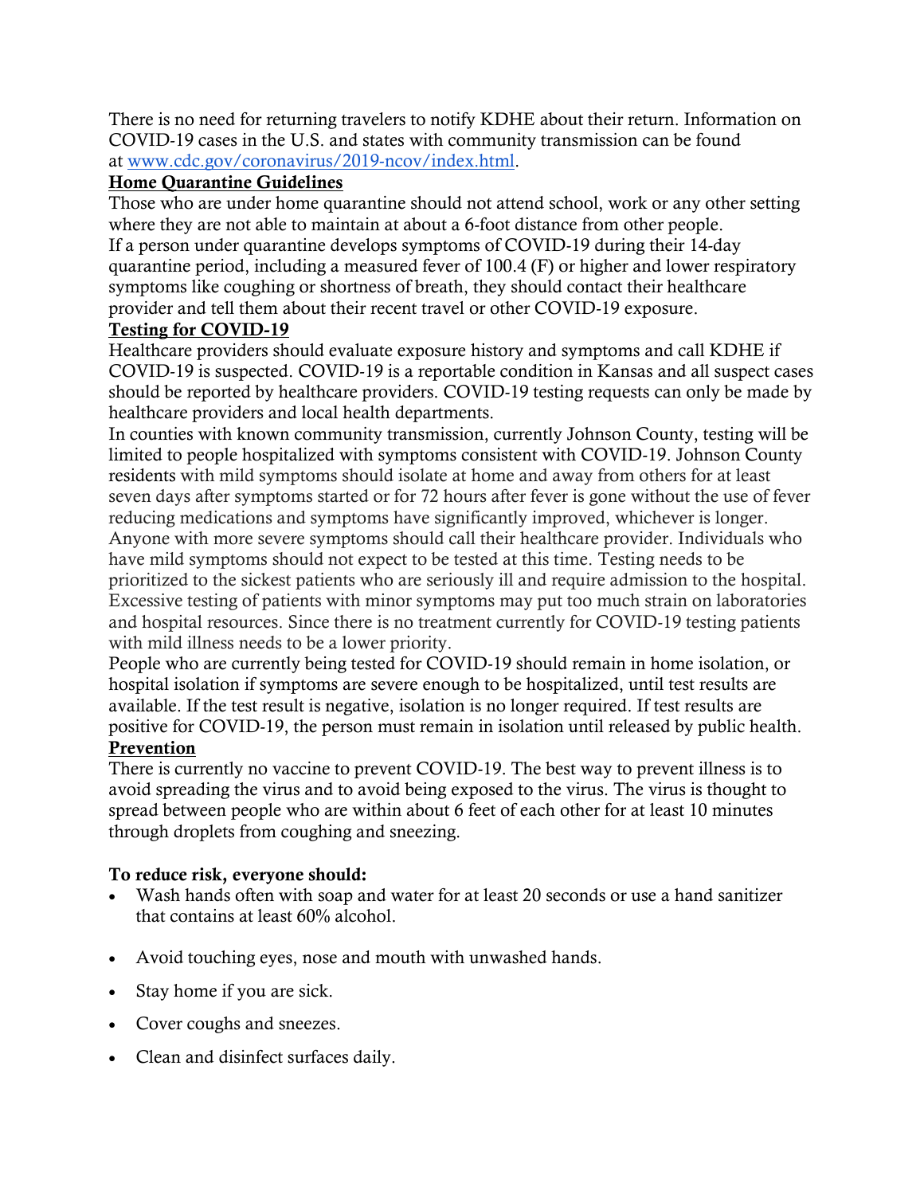There is no need for returning travelers to notify KDHE about their return. Information on COVID-19 cases in the U.S. and states with community transmission can be found at [www.cdc.gov/coronavirus/2019-ncov/index.html](www.cdc.gov/coronavirus/2019-ncov/index.html).

## Home Quarantine Guidelines

Those who are under home quarantine should not attend school, work or any other setting where they are not able to maintain at about a 6-foot distance from other people.

If a person under quarantine develops symptoms of COVID-19 during their 14-day quarantine period, including a measured fever of 100.4 (F) or higher and lower respiratory symptoms like coughing or shortness of breath, they should contact their healthcare provider and tell them about their recent travel or other COVID-19 exposure.

## Testing for COVID-19

Healthcare providers should evaluate exposure history and symptoms and call KDHE if COVID-19 is suspected. COVID-19 is a reportable condition in Kansas and all suspect cases should be reported by healthcare providers. COVID-19 testing requests can only be made by healthcare providers and local health departments.

In counties with known community transmission, currently Johnson County, testing will be limited to people hospitalized with symptoms consistent with COVID-19. Johnson County residents with mild symptoms should isolate at home and away from others for at least seven days after symptoms started or for 72 hours after fever is gone without the use of fever reducing medications and symptoms have significantly improved, whichever is longer. Anyone with more severe symptoms should call their healthcare provider. Individuals who have mild symptoms should not expect to be tested at this time. Testing needs to be prioritized to the sickest patients who are seriously ill and require admission to the hospital. Excessive testing of patients with minor symptoms may put too much strain on laboratories and hospital resources. Since there is no treatment currently for COVID-19 testing patients with mild illness needs to be a lower priority.

People who are currently being tested for COVID-19 should remain in home isolation, or hospital isolation if symptoms are severe enough to be hospitalized, until test results are available. If the test result is negative, isolation is no longer required. If test results are positive for COVID-19, the person must remain in isolation until released by public health.

## Prevention

There is currently no vaccine to prevent COVID-19. The best way to prevent illness is to avoid spreading the virus and to avoid being exposed to the virus. The virus is thought to spread between people who are within about 6 feet of each other for at least 10 minutes through droplets from coughing and sneezing.

**To reduce risk, everyone should:**

- Wash hands often with soap and water for at least 20 seconds or use a hand sanitizer that contains at least 60% alcohol.
- Avoid touching eyes, nose and mouth with unwashed hands.
- Stay home if you are sick.
- Cover coughs and sneezes.
- Clean and disinfect surfaces daily.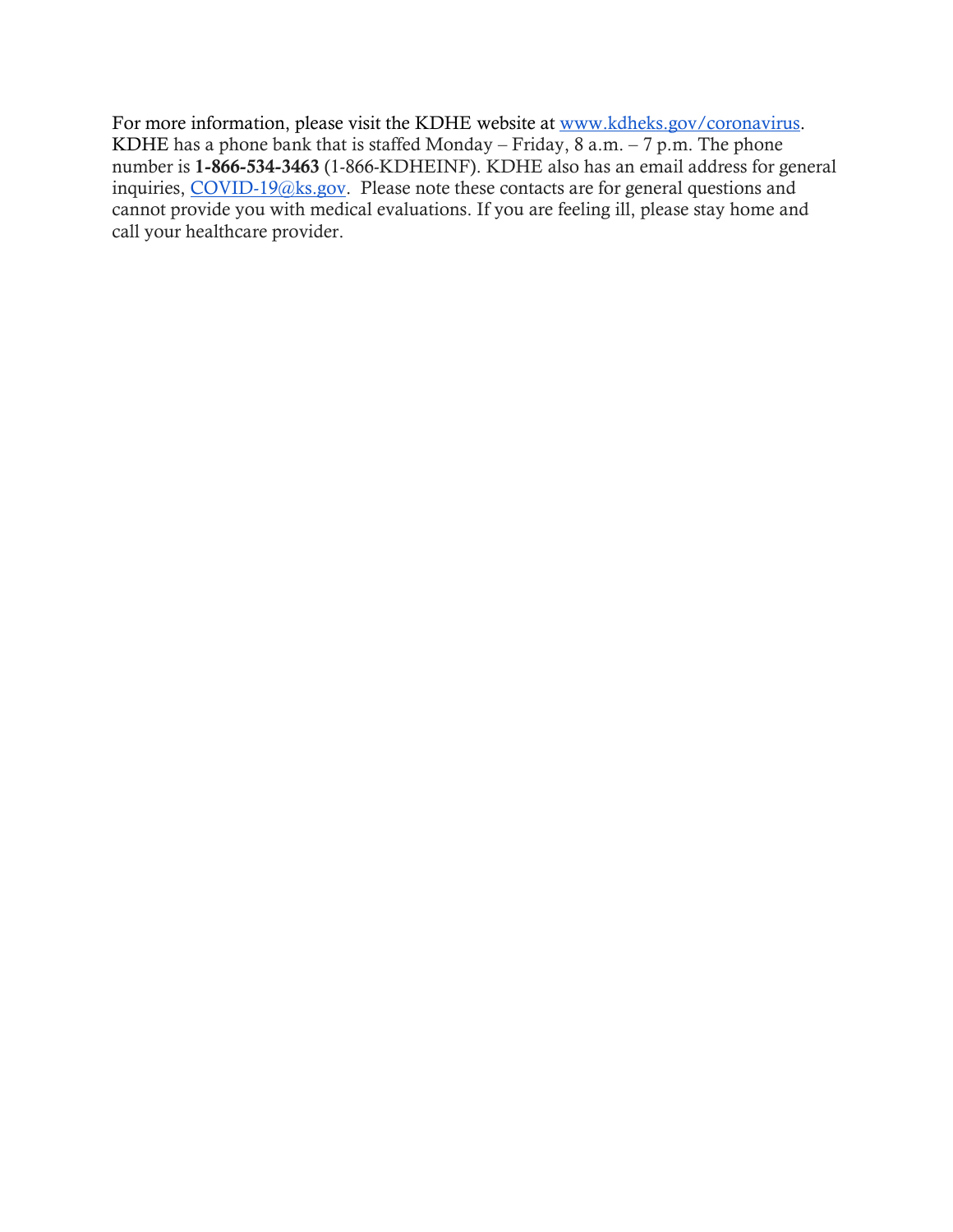For more information, please visit the KDHE website at [www.kdheks.gov/coronavirus](http://www.kdheks.gov/coronavirus). KDHE has a phone bank that is staffed Monday – Friday, 8 a.m. – 7 p.m. The phone number is **1-866-534-3463** (1-866-KDHEINF). KDHE also has an email address for general inquiries, [COVID-19@ks.gov](mailto:COVID-19@ks.gov). Please note these contacts are for general questions and cannot provide you with medical evaluations. If you are feeling ill, please stay home and call your healthcare provider.